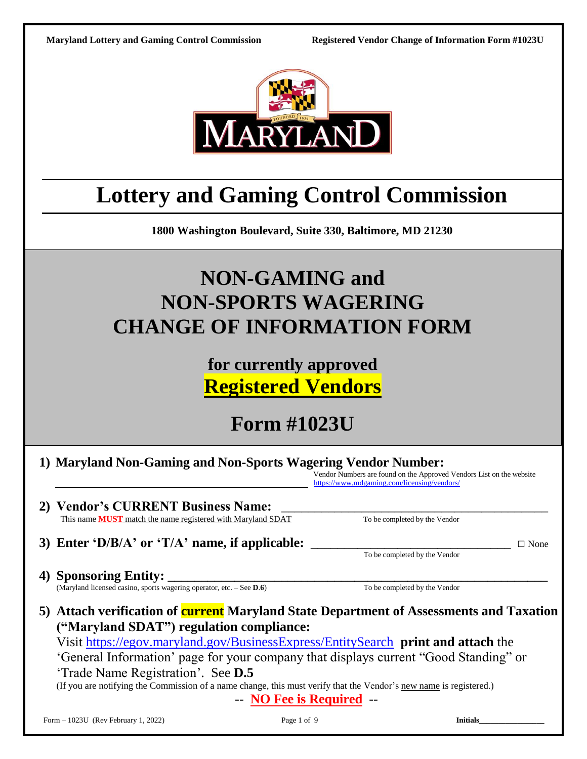# Lottery and Gaming Control Commission

**1800 Washington Boulevard, Suite 330, Baltimore, MD 21230**

# NON-GAMING and NON-SPORTS WAGERING CHANGE OF INFORMATION FORM

## for currently approved **Registered Vendors**

# Form #1023U

**1) Maryland Non-Gaming and Non-Sports Wagering Vendor Number:** ____________________

Vendor Numbers are found on the Approved Vendors List on the website https://www.mdgaming.com/licensing/vendors/

**2) Vendor's CURRENT Business Name:** ____________________

This name **MUST** match the name registered with Maryland SDAT — To be completed by the Vendor

**3) Enter 'D/B/A' or 'T/A' name, if applicable:** ____________________ ☐ None

To be completed by the Vendor

**4) Sponsoring Entity:** ____________________

(Maryland licensed casino, sports wagering operator, etc. – See **D.6**) — To be completed by the Vendor

**5) Attach verification of current Maryland State Department of Assessments and Taxation ("Maryland SDAT") regulation compliance:**

Visit https://egov.maryland.gov/BusinessExpress/EntitySearch **print and attach** the 'General Information' page for your company that displays current "Good Standing" or 'Trade Name Registration'. See **D.5**

(If you are notifying the Commission of a name change, this must verify that the Vendor's new name is registered.)

-- **NO Fee is Required** --

**Initials**________________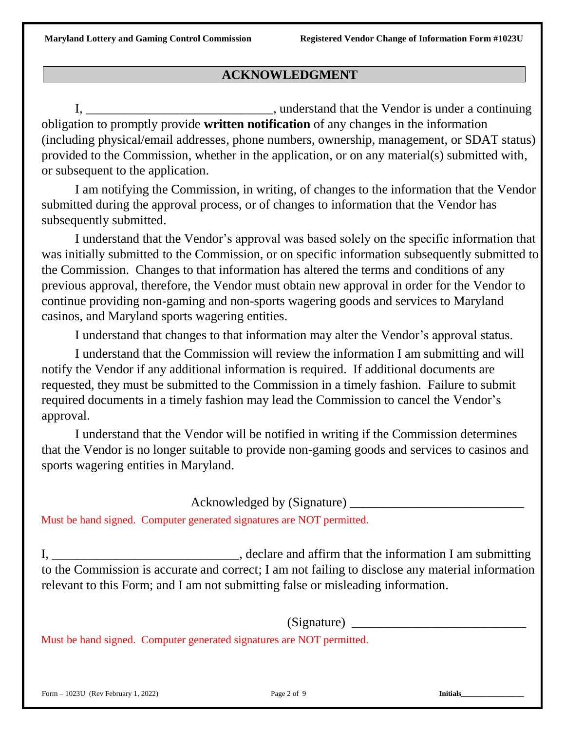## ACKNOWLEDGMENT

I, ______________________________, understand that the Vendor is under a continuing obligation to promptly provide **written notification** of any changes in the information (including physical/email addresses, phone numbers, ownership, management, or SDAT status) provided to the Commission, whether in the application, or on any material(s) submitted with, or subsequent to the application.

I am notifying the Commission, in writing, of changes to the information that the Vendor submitted during the approval process, or of changes to information that the Vendor has subsequently submitted.

I understand that the Vendor's approval was based solely on the specific information that was initially submitted to the Commission, or on specific information subsequently submitted to the Commission. Changes to that information has altered the terms and conditions of any previous approval, therefore, the Vendor must obtain new approval in order for the Vendor to continue providing non-gaming and non-sports wagering goods and services to Maryland casinos, and Maryland sports wagering entities.

I understand that changes to that information may alter the Vendor's approval status.

I understand that the Commission will review the information I am submitting and will notify the Vendor if any additional information is required. If additional documents are requested, they must be submitted to the Commission in a timely fashion. Failure to submit required documents in a timely fashion may lead the Commission to cancel the Vendor's approval.

I understand that the Vendor will be notified in writing if the Commission determines that the Vendor is no longer suitable to provide non-gaming goods and services to casinos and sports wagering entities in Maryland.

Acknowledged by (Signature) ____________________________

Must be hand signed. Computer generated signatures are NOT permitted.

I, ______________________________, declare and affirm that the information I am submitting to the Commission is accurate and correct; I am not failing to disclose any material information relevant to this Form; and I am not submitting false or misleading information.

(Signature) ____________________________

Must be hand signed. Computer generated signatures are NOT permitted.

Initials________________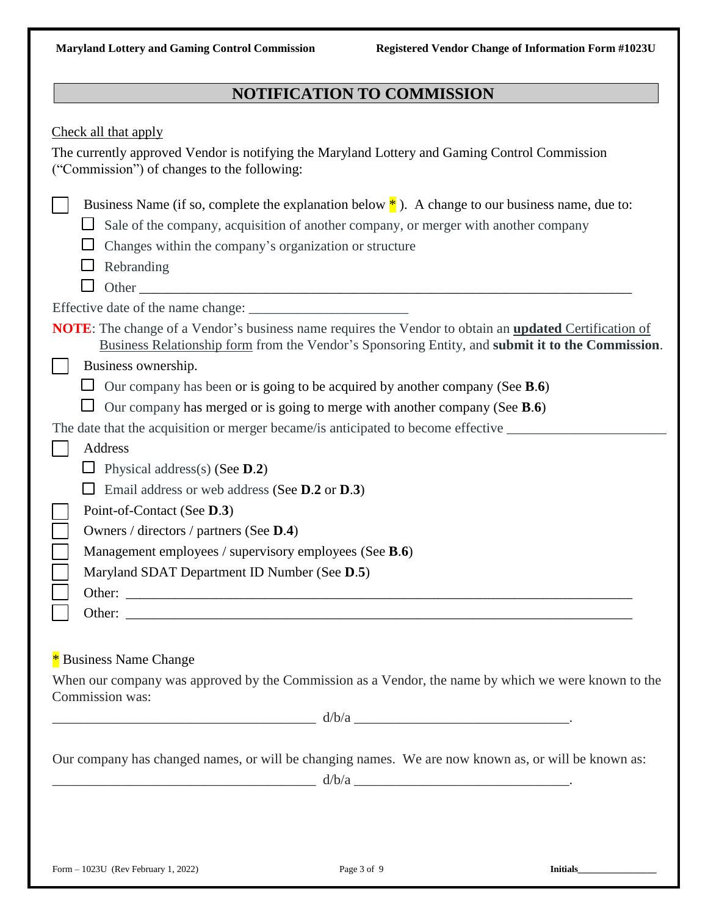## NOTIFICATION TO COMMISSION

Check all that apply

The currently approved Vendor is notifying the Maryland Lottery and Gaming Control Commission ("Commission") of changes to the following:

- ☐ Business Name (if so, complete the explanation below * ). A change to our business name, due to:
  - ☐ Sale of the company, acquisition of another company, or merger with another company
  - ☐ Changes within the company's organization or structure
  - ☐ Rebranding
  - ☐ Other ____________________________________________

Effective date of the name change: ____________________

**NOTE**: The change of a Vendor's business name requires the Vendor to obtain an **updated** Certification of Business Relationship form from the Vendor's Sponsoring Entity, and **submit it to the Commission**.

- ☐ Business ownership.
  - ☐ Our company has been or is going to be acquired by another company (See **B.6**)
  - ☐ Our company has merged or is going to merge with another company (See **B.6**)

The date that the acquisition or merger became/is anticipated to become effective ____________________

- ☐ Address
  - ☐ Physical address(s) (See **D.2**)
  - ☐ Email address or web address (See **D.2** or **D.3**)
- ☐ Point-of-Contact (See **D.3**)
- ☐ Owners / directors / partners (See **D.4**)
- ☐ Management employees / supervisory employees (See **B.6**)
- ☐ Maryland SDAT Department ID Number (See **D.5**)
- ☐ Other: ____________________________________________
- ☐ Other: ____________________________________________

\* Business Name Change

When our company was approved by the Commission as a Vendor, the name by which we were known to the Commission was:

______________________________ d/b/a ______________________________.

Our company has changed names, or will be changing names. We are now known as, or will be known as:

______________________________ d/b/a ______________________________.

Initials________________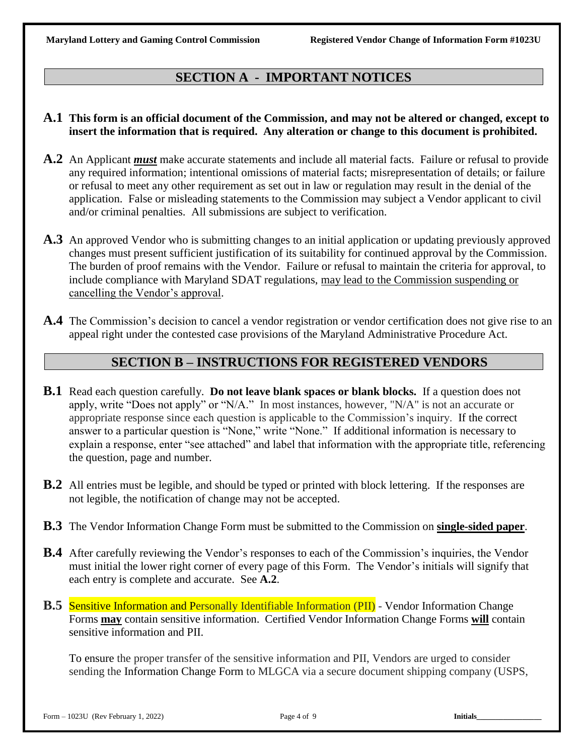## SECTION A - IMPORTANT NOTICES

**A.1** **This form is an official document of the Commission, and may not be altered or changed, except to insert the information that is required. Any alteration or change to this document is prohibited.**

**A.2** An Applicant ***must*** make accurate statements and include all material facts. Failure or refusal to provide any required information; intentional omissions of material facts; misrepresentation of details; or failure or refusal to meet any other requirement as set out in law or regulation may result in the denial of the application. False or misleading statements to the Commission may subject a Vendor applicant to civil and/or criminal penalties. All submissions are subject to verification.

**A.3** An approved Vendor who is submitting changes to an initial application or updating previously approved changes must present sufficient justification of its suitability for continued approval by the Commission. The burden of proof remains with the Vendor. Failure or refusal to maintain the criteria for approval, to include compliance with Maryland SDAT regulations, may lead to the Commission suspending or cancelling the Vendor's approval.

**A.4** The Commission's decision to cancel a vendor registration or vendor certification does not give rise to an appeal right under the contested case provisions of the Maryland Administrative Procedure Act.

## SECTION B – INSTRUCTIONS FOR REGISTERED VENDORS

**B.1** Read each question carefully. **Do not leave blank spaces or blank blocks.** If a question does not apply, write "Does not apply" or "N/A." In most instances, however, "N/A" is not an accurate or appropriate response since each question is applicable to the Commission's inquiry. If the correct answer to a particular question is "None," write "None." If additional information is necessary to explain a response, enter "see attached" and label that information with the appropriate title, referencing the question, page and number.

**B.2** All entries must be legible, and should be typed or printed with block lettering. If the responses are not legible, the notification of change may not be accepted.

**B.3** The Vendor Information Change Form must be submitted to the Commission on **single-sided paper**.

**B.4** After carefully reviewing the Vendor's responses to each of the Commission's inquiries, the Vendor must initial the lower right corner of every page of this Form. The Vendor's initials will signify that each entry is complete and accurate. See **A.2**.

**B.5** Sensitive Information and Personally Identifiable Information (PII) - Vendor Information Change Forms **may** contain sensitive information. Certified Vendor Information Change Forms **will** contain sensitive information and PII.

To ensure the proper transfer of the sensitive information and PII, Vendors are urged to consider sending the Information Change Form to MLGCA via a secure document shipping company (USPS,

Initials________________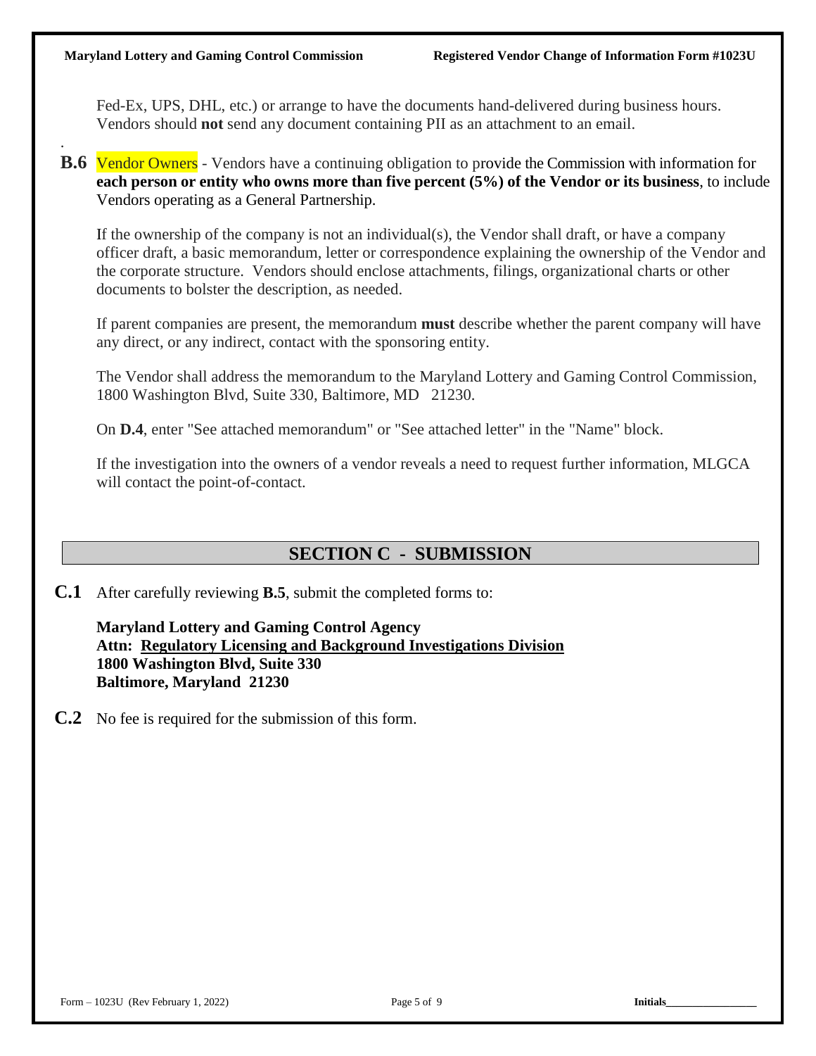Fed-Ex, UPS, DHL, etc.) or arrange to have the documents hand-delivered during business hours. Vendors should **not** send any document containing PII as an attachment to an email.

.

**B.6** Vendor Owners - Vendors have a continuing obligation to provide the Commission with information for **each person or entity who owns more than five percent (5%) of the Vendor or its business**, to include Vendors operating as a General Partnership.

If the ownership of the company is not an individual(s), the Vendor shall draft, or have a company officer draft, a basic memorandum, letter or correspondence explaining the ownership of the Vendor and the corporate structure. Vendors should enclose attachments, filings, organizational charts or other documents to bolster the description, as needed.

If parent companies are present, the memorandum **must** describe whether the parent company will have any direct, or any indirect, contact with the sponsoring entity.

The Vendor shall address the memorandum to the Maryland Lottery and Gaming Control Commission, 1800 Washington Blvd, Suite 330, Baltimore, MD 21230.

On **D.4**, enter "See attached memorandum" or "See attached letter" in the "Name" block.

If the investigation into the owners of a vendor reveals a need to request further information, MLGCA will contact the point-of-contact.

## SECTION C - SUBMISSION

**C.1** After carefully reviewing **B.5**, submit the completed forms to:

**Maryland Lottery and Gaming Control Agency**
**Attn: Regulatory Licensing and Background Investigations Division**
**1800 Washington Blvd, Suite 330**
**Baltimore, Maryland 21230**

**C.2** No fee is required for the submission of this form.

Initials_________________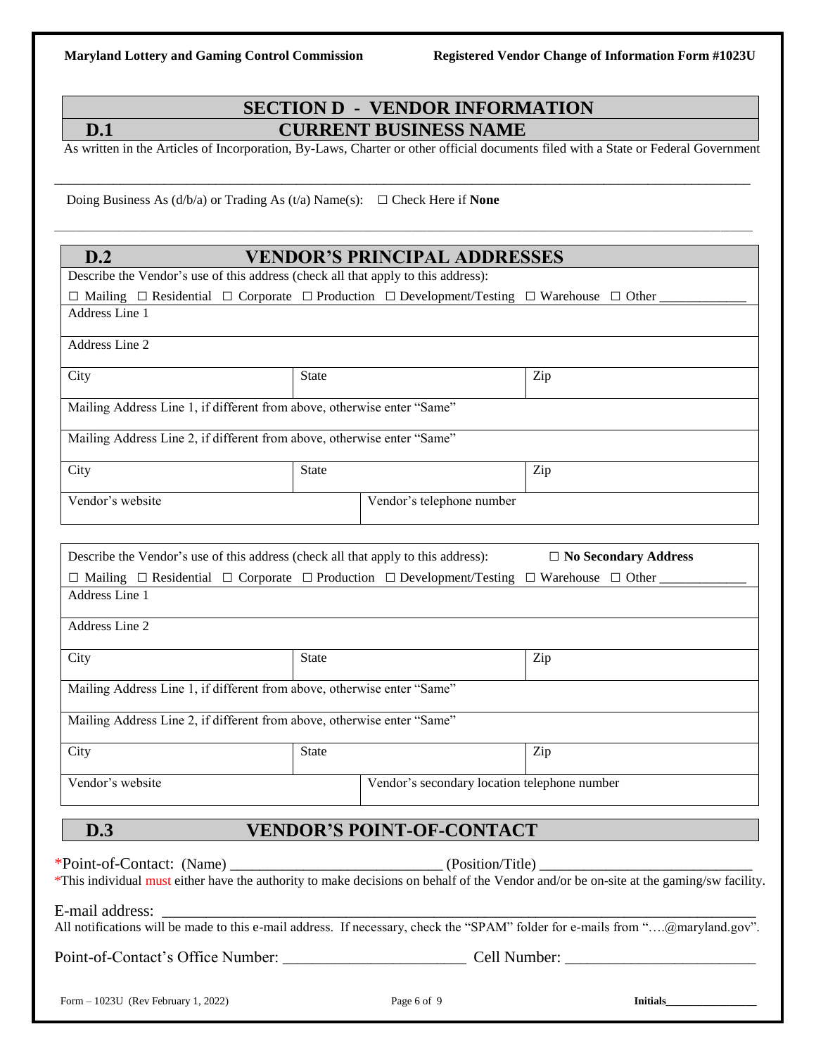## SECTION D - VENDOR INFORMATION

### D.1 CURRENT BUSINESS NAME

As written in the Articles of Incorporation, By-Laws, Charter or other official documents filed with a State or Federal Government

_______________________________________________________________________________

Doing Business As (d/b/a) or Trading As (t/a) Name(s): ☐ Check Here if **None**

_______________________________________________________________________________

### D.2 VENDOR'S PRINCIPAL ADDRESSES

| Describe the Vendor's use of this address (check all that apply to this address): | | |
|---|---|---|
| ☐ Mailing ☐ Residential ☐ Corporate ☐ Production ☐ Development/Testing ☐ Warehouse ☐ Other _____________ | | |
| Address Line 1 | | |
| Address Line 2 | | |
| City | State | Zip |
| Mailing Address Line 1, if different from above, otherwise enter "Same" | | |
| Mailing Address Line 2, if different from above, otherwise enter "Same" | | |
| City | State | Zip |
| Vendor's website | Vendor's telephone number | |

| Describe the Vendor's use of this address (check all that apply to this address): ☐ **No Secondary Address** | | |
|---|---|---|
| ☐ Mailing ☐ Residential ☐ Corporate ☐ Production ☐ Development/Testing ☐ Warehouse ☐ Other _____________ | | |
| Address Line 1 | | |
| Address Line 2 | | |
| City | State | Zip |
| Mailing Address Line 1, if different from above, otherwise enter "Same" | | |
| Mailing Address Line 2, if different from above, otherwise enter "Same" | | |
| City | State | Zip |
| Vendor's website | Vendor's secondary location telephone number | |

### D.3 VENDOR'S POINT-OF-CONTACT

*Point-of-Contact: (Name) ___________________________ (Position/Title) ____________________________

*This individual must either have the authority to make decisions on behalf of the Vendor and/or be on-site at the gaming/sw facility.

E-mail address: ____________________________________________________________________________

All notifications will be made to this e-mail address. If necessary, check the "SPAM" folder for e-mails from "….@maryland.gov".

Point-of-Contact's Office Number: _______________________ Cell Number: ________________________

Initials________________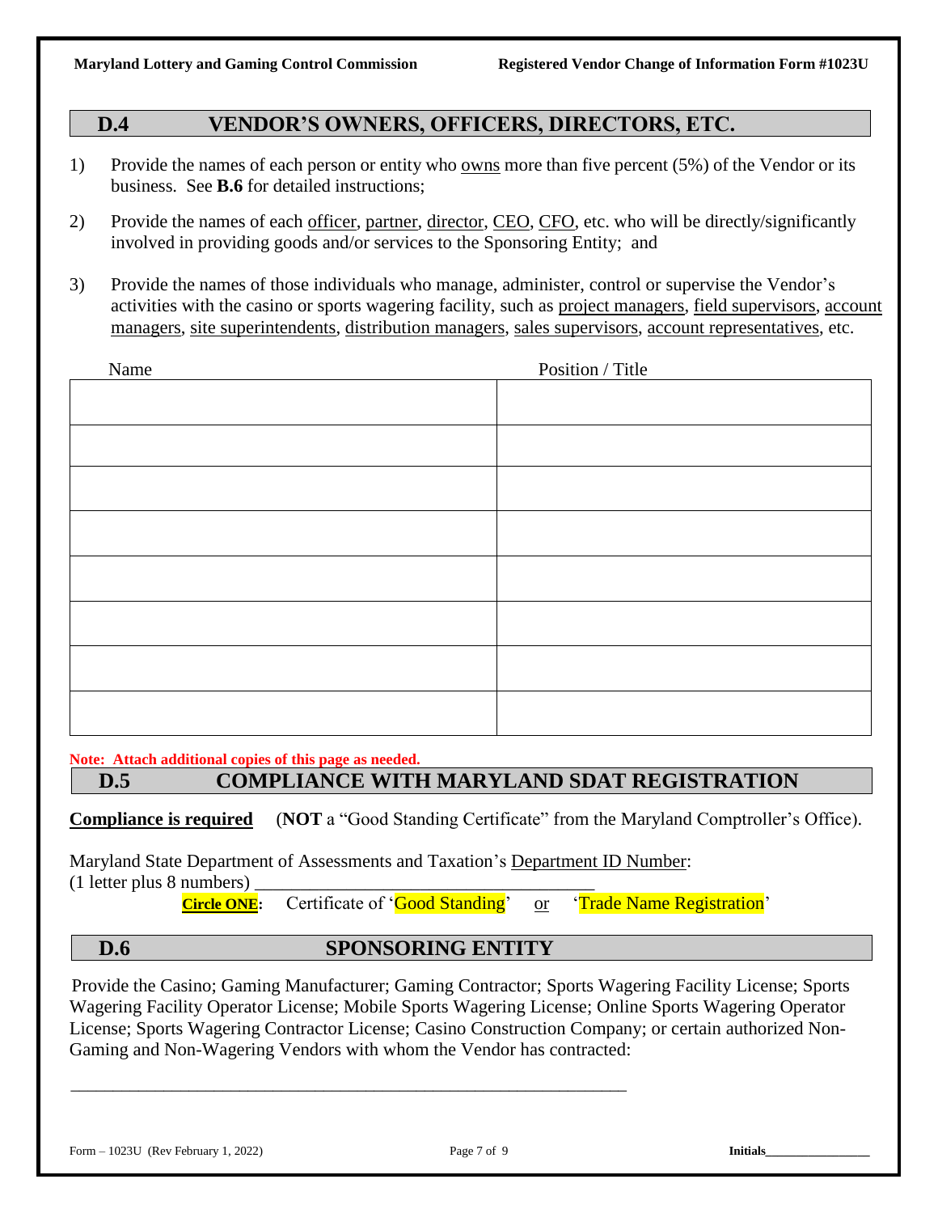## D.4 VENDOR'S OWNERS, OFFICERS, DIRECTORS, ETC.

1) Provide the names of each person or entity who <u>owns</u> more than five percent (5%) of the Vendor or its business. See **B.6** for detailed instructions;

2) Provide the names of each <u>officer</u>, <u>partner</u>, <u>director</u>, <u>CEO</u>, <u>CFO</u>, etc. who will be directly/significantly involved in providing goods and/or services to the Sponsoring Entity; and

3) Provide the names of those individuals who manage, administer, control or supervise the Vendor's activities with the casino or sports wagering facility, such as <u>project managers</u>, <u>field supervisors</u>, <u>account managers</u>, <u>site superintendents</u>, <u>distribution managers</u>, <u>sales supervisors</u>, <u>account representatives</u>, etc.

| Name | Position / Title |
|---|---|
| | |
| | |
| | |
| | |
| | |
| | |
| | |
| | |

**Note: Attach additional copies of this page as needed.**

## D.5 COMPLIANCE WITH MARYLAND SDAT REGISTRATION

**<u>Compliance is required</u>** (**NOT** a "Good Standing Certificate" from the Maryland Comptroller's Office).

Maryland State Department of Assessments and Taxation's <u>Department ID Number</u>:
(1 letter plus 8 numbers) ___________________________________

**<u>Circle ONE</u>:** Certificate of 'Good Standing' <u>or</u> 'Trade Name Registration'

## D.6 SPONSORING ENTITY

Provide the Casino; Gaming Manufacturer; Gaming Contractor; Sports Wagering Facility License; Sports Wagering Facility Operator License; Mobile Sports Wagering License; Online Sports Wagering Operator License; Sports Wagering Contractor License; Casino Construction Company; or certain authorized Non-Gaming and Non-Wagering Vendors with whom the Vendor has contracted:

_________________________________________________________________

Initials_______________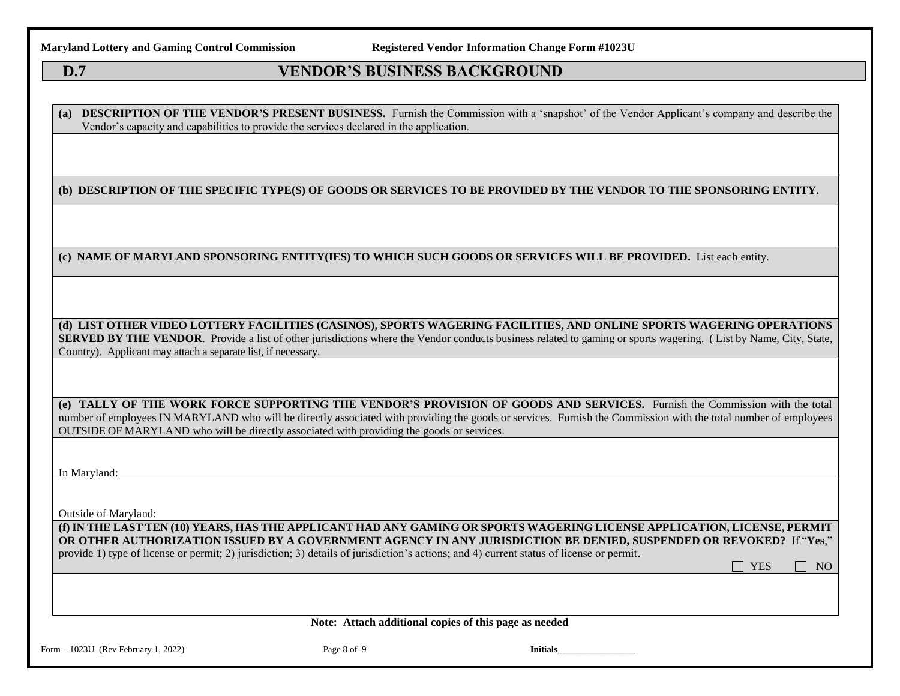## D.7 VENDOR'S BUSINESS BACKGROUND

**(a) DESCRIPTION OF THE VENDOR'S PRESENT BUSINESS.** Furnish the Commission with a 'snapshot' of the Vendor Applicant's company and describe the Vendor's capacity and capabilities to provide the services declared in the application.

**(b) DESCRIPTION OF THE SPECIFIC TYPE(S) OF GOODS OR SERVICES TO BE PROVIDED BY THE VENDOR TO THE SPONSORING ENTITY.**

**(c) NAME OF MARYLAND SPONSORING ENTITY(IES) TO WHICH SUCH GOODS OR SERVICES WILL BE PROVIDED.** List each entity.

**(d) LIST OTHER VIDEO LOTTERY FACILITIES (CASINOS), SPORTS WAGERING FACILITIES, AND ONLINE SPORTS WAGERING OPERATIONS SERVED BY THE VENDOR**. Provide a list of other jurisdictions where the Vendor conducts business related to gaming or sports wagering. ( List by Name, City, State, Country). Applicant may attach a separate list, if necessary.

**(e) TALLY OF THE WORK FORCE SUPPORTING THE VENDOR'S PROVISION OF GOODS AND SERVICES.** Furnish the Commission with the total number of employees IN MARYLAND who will be directly associated with providing the goods or services. Furnish the Commission with the total number of employees OUTSIDE OF MARYLAND who will be directly associated with providing the goods or services.

In Maryland:

Outside of Maryland:

**(f) IN THE LAST TEN (10) YEARS, HAS THE APPLICANT HAD ANY GAMING OR SPORTS WAGERING LICENSE APPLICATION, LICENSE, PERMIT OR OTHER AUTHORIZATION ISSUED BY A GOVERNMENT AGENCY IN ANY JURISDICTION BE DENIED, SUSPENDED OR REVOKED?** If "**Yes**," provide 1) type of license or permit; 2) jurisdiction; 3) details of jurisdiction's actions; and 4) current status of license or permit.

☐ YES ☐ NO

**Note: Attach additional copies of this page as needed**

Initials_________________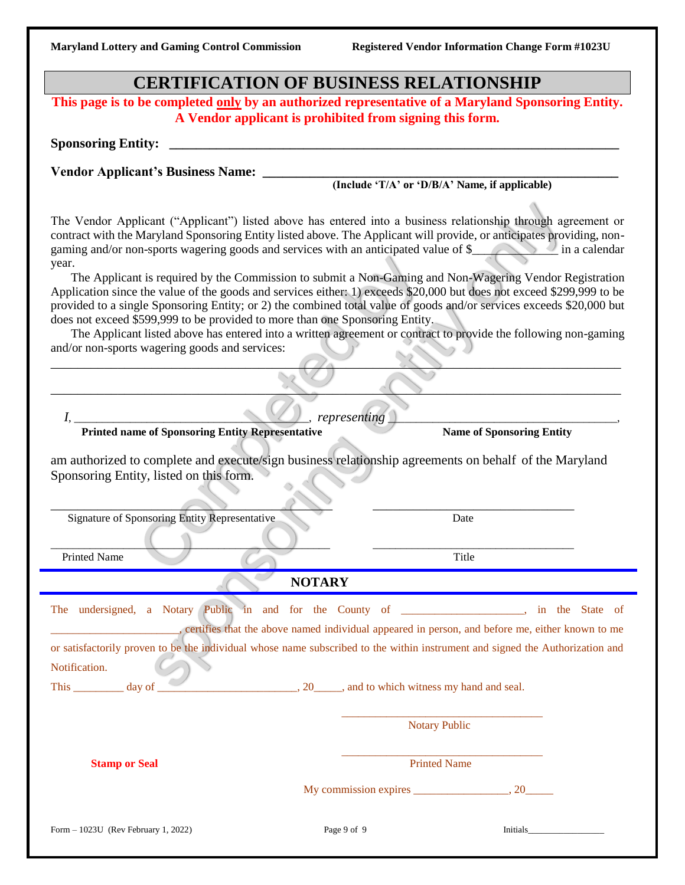# CERTIFICATION OF BUSINESS RELATIONSHIP

**This page is to be completed only by an authorized representative of a Maryland Sponsoring Entity. A Vendor applicant is prohibited from signing this form.**

**Sponsoring Entity:** ______________________________________________________________

**Vendor Applicant's Business Name:** ____________________________________________
**(Include 'T/A' or 'D/B/A' Name, if applicable)**

The Vendor Applicant ("Applicant") listed above has entered into a business relationship through agreement or contract with the Maryland Sponsoring Entity listed above. The Applicant will provide, or anticipates providing, non-gaming and/or non-sports wagering goods and services with an anticipated value of $_____________ in a calendar year.

The Applicant is required by the Commission to submit a Non-Gaming and Non-Wagering Vendor Registration Application since the value of the goods and services either: 1) exceeds $20,000 but does not exceed $299,999 to be provided to a single Sponsoring Entity; or 2) the combined total value of goods and/or services exceeds $20,000 but does not exceed $599,999 to be provided to more than one Sponsoring Entity.

The Applicant listed above has entered into a written agreement or contract to provide the following non-gaming and/or non-sports wagering goods and services:

_____________________________________________________________________________________

_____________________________________________________________________________________

*I,* ___________________________________, *representing* ___________________________________,
**Printed name of Sponsoring Entity Representative** **Name of Sponsoring Entity**

am authorized to complete and execute/sign business relationship agreements on behalf of the Maryland Sponsoring Entity, listed on this form.

_____________________________________________ _________________________________
Signature of Sponsoring Entity Representative Date

_____________________________________________ _________________________________
Printed Name Title

## NOTARY

The undersigned, a Notary Public in and for the County of _____________________, in the State of _____________________, certifies that the above named individual appeared in person, and before me, either known to me or satisfactorily proven to be the individual whose name subscribed to the within instrument and signed the Authorization and Notification.

This _________ day of ________________________, 20_____, and to which witness my hand and seal.

_________________________________
Notary Public

**Stamp or Seal**

_________________________________
Printed Name

My commission expires ________________, 20_____

Form – 1023U (Rev February 1, 2022) Initials________________